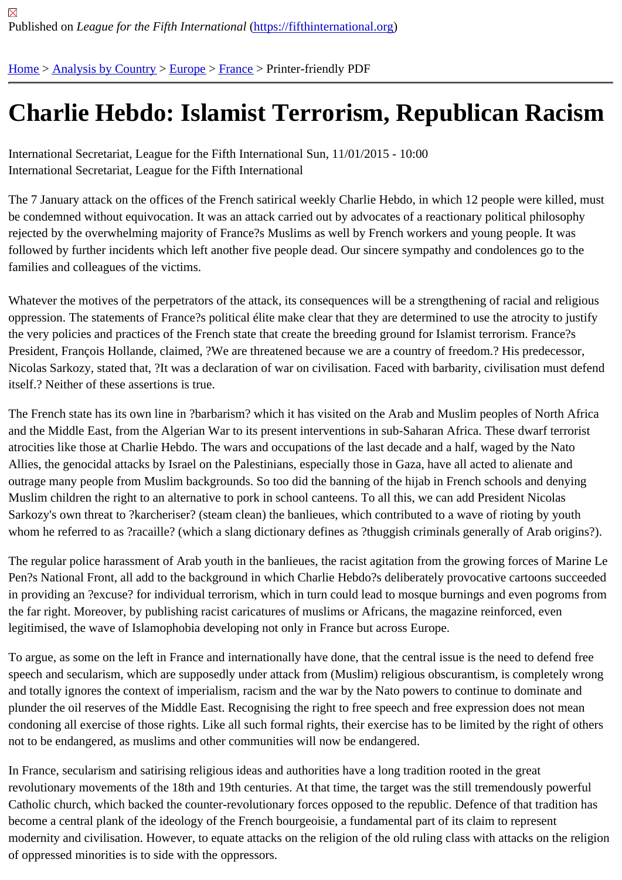Published on *League for the Fifth International* (https://fifthinternational.org)

Home > Analysis by Country > Europe > France > Printer-friendly PDF

# Charlie Hebdo: Islamist Terrorism, Republican Racism

International Secretariat, League for the Fifth International Sun, 11/01/2015 - 10:00
International Secretariat, League for the Fifth International

The 7 January attack on the offices of the French satirical weekly Charlie Hebdo, in which 12 people were killed, must be condemned without equivocation. It was an attack carried out by advocates of a reactionary political philosophy rejected by the overwhelming majority of France?s Muslims as well by French workers and young people. It was followed by further incidents which left another five people dead. Our sincere sympathy and condolences go to the families and colleagues of the victims.

Whatever the motives of the perpetrators of the attack, its consequences will be a strengthening of racial and religious oppression. The statements of France?s political élite make clear that they are determined to use the atrocity to justify the very policies and practices of the French state that create the breeding ground for Islamist terrorism. France?s President, François Hollande, claimed, ?We are threatened because we are a country of freedom.? His predecessor, Nicolas Sarkozy, stated that, ?It was a declaration of war on civilisation. Faced with barbarity, civilisation must defend itself.? Neither of these assertions is true.

The French state has its own line in ?barbarism? which it has visited on the Arab and Muslim peoples of North Africa and the Middle East, from the Algerian War to its present interventions in sub-Saharan Africa. These dwarf terrorist atrocities like those at Charlie Hebdo. The wars and occupations of the last decade and a half, waged by the Nato Allies, the genocidal attacks by Israel on the Palestinians, especially those in Gaza, have all acted to alienate and outrage many people from Muslim backgrounds. So too did the banning of the hijab in French schools and denying Muslim children the right to an alternative to pork in school canteens. To all this, we can add President Nicolas Sarkozy's own threat to ?karcheriser? (steam clean) the banlieues, which contributed to a wave of rioting by youth whom he referred to as ?racaille? (which a slang dictionary defines as ?thuggish criminals generally of Arab origins?).

The regular police harassment of Arab youth in the banlieues, the racist agitation from the growing forces of Marine Le Pen?s National Front, all add to the background in which Charlie Hebdo?s deliberately provocative cartoons succeeded in providing an ?excuse? for individual terrorism, which in turn could lead to mosque burnings and even pogroms from the far right. Moreover, by publishing racist caricatures of muslims or Africans, the magazine reinforced, even legitimised, the wave of Islamophobia developing not only in France but across Europe.

To argue, as some on the left in France and internationally have done, that the central issue is the need to defend free speech and secularism, which are supposedly under attack from (Muslim) religious obscurantism, is completely wrong and totally ignores the context of imperialism, racism and the war by the Nato powers to continue to dominate and plunder the oil reserves of the Middle East. Recognising the right to free speech and free expression does not mean condoning all exercise of those rights. Like all such formal rights, their exercise has to be limited by the right of others not to be endangered, as muslims and other communities will now be endangered.

In France, secularism and satirising religious ideas and authorities have a long tradition rooted in the great revolutionary movements of the 18th and 19th centuries. At that time, the target was the still tremendously powerful Catholic church, which backed the counter-revolutionary forces opposed to the republic. Defence of that tradition has become a central plank of the ideology of the French bourgeoisie, a fundamental part of its claim to represent modernity and civilisation. However, to equate attacks on the religion of the old ruling class with attacks on the religion of oppressed minorities is to side with the oppressors.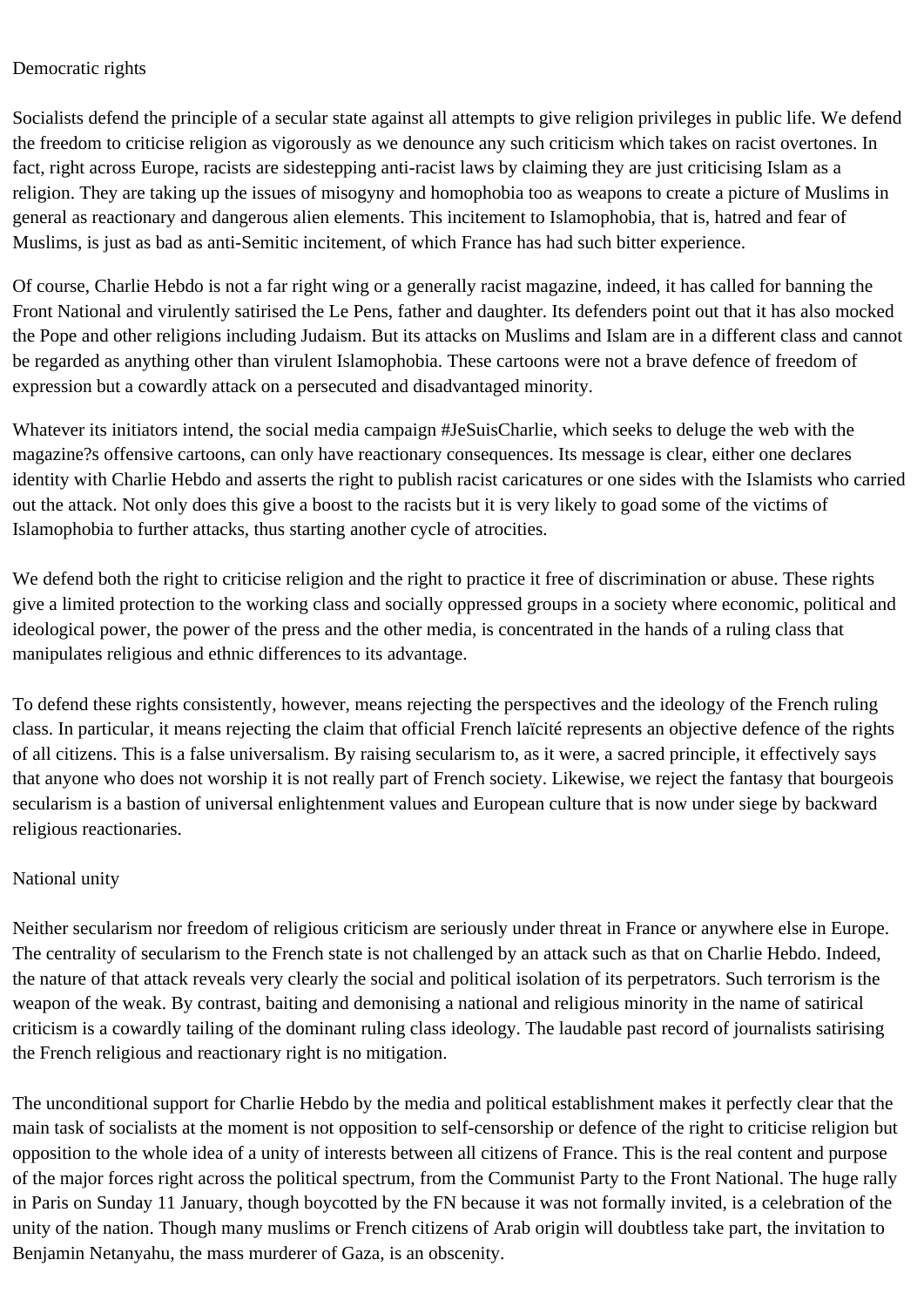## Democratic rights

Socialists defend the principle of a secular state against all attempts to give religion privileges in public life. We defend the freedom to criticise religion as vigorously as we denounce any such criticism which takes on racist overtones. In fact, right across Europe, racists are sidestepping anti-racist laws by claiming they are just criticising Islam as a religion. They are taking up the issues of misogyny and homophobia too as weapons to create a picture of Muslims in general as reactionary and dangerous alien elements. This incitement to Islamophobia, that is, hatred and fear of Muslims, is just as bad as anti-Semitic incitement, of which France has had such bitter experience.

Of course, Charlie Hebdo is not a far right wing or a generally racist magazine, indeed, it has called for banning the Front National and virulently satirised the Le Pens, father and daughter. Its defenders point out that it has also mocked the Pope and other religions including Judaism. But its attacks on Muslims and Islam are in a different class and cannot be regarded as anything other than virulent Islamophobia. These cartoons were not a brave defence of freedom of expression but a cowardly attack on a persecuted and disadvantaged minority.

Whatever its initiators intend, the social media campaign #JeSuisCharlie, which seeks to deluge the web with the magazine?s offensive cartoons, can only have reactionary consequences. Its message is clear, either one declares identity with Charlie Hebdo and asserts the right to publish racist caricatures or one sides with the Islamists who carried out the attack. Not only does this give a boost to the racists but it is very likely to goad some of the victims of Islamophobia to further attacks, thus starting another cycle of atrocities.

We defend both the right to criticise religion and the right to practice it free of discrimination or abuse. These rights give a limited protection to the working class and socially oppressed groups in a society where economic, political and ideological power, the power of the press and the other media, is concentrated in the hands of a ruling class that manipulates religious and ethnic differences to its advantage.

To defend these rights consistently, however, means rejecting the perspectives and the ideology of the French ruling class. In particular, it means rejecting the claim that official French laïcité represents an objective defence of the rights of all citizens. This is a false universalism. By raising secularism to, as it were, a sacred principle, it effectively says that anyone who does not worship it is not really part of French society. Likewise, we reject the fantasy that bourgeois secularism is a bastion of universal enlightenment values and European culture that is now under siege by backward religious reactionaries.

## National unity

Neither secularism nor freedom of religious criticism are seriously under threat in France or anywhere else in Europe. The centrality of secularism to the French state is not challenged by an attack such as that on Charlie Hebdo. Indeed, the nature of that attack reveals very clearly the social and political isolation of its perpetrators. Such terrorism is the weapon of the weak. By contrast, baiting and demonising a national and religious minority in the name of satirical criticism is a cowardly tailing of the dominant ruling class ideology. The laudable past record of journalists satirising the French religious and reactionary right is no mitigation.

The unconditional support for Charlie Hebdo by the media and political establishment makes it perfectly clear that the main task of socialists at the moment is not opposition to self-censorship or defence of the right to criticise religion but opposition to the whole idea of a unity of interests between all citizens of France. This is the real content and purpose of the major forces right across the political spectrum, from the Communist Party to the Front National. The huge rally in Paris on Sunday 11 January, though boycotted by the FN because it was not formally invited, is a celebration of the unity of the nation. Though many muslims or French citizens of Arab origin will doubtless take part, the invitation to Benjamin Netanyahu, the mass murderer of Gaza, is an obscenity.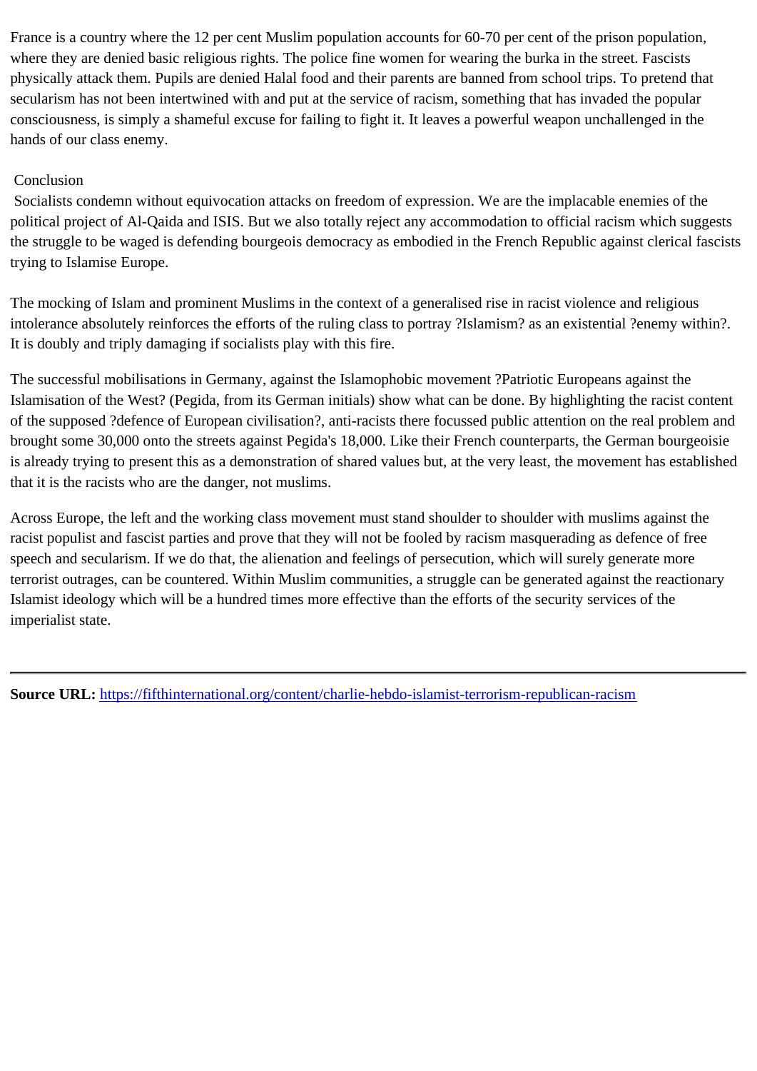France is a country where the 12 per cent Muslim population accounts for 60-70 per cent of the prison population, where they are denied basic religious rights. The police fine women for wearing the burka in the street. Fascists physically attack them. Pupils are denied Halal food and their parents are banned from school trips. To pretend that secularism has not been intertwined with and put at the service of racism, something that has invaded the popular consciousness, is simply a shameful excuse for failing to fight it. It leaves a powerful weapon unchallenged in the hands of our class enemy.

## Conclusion

Socialists condemn without equivocation attacks on freedom of expression. We are the implacable enemies of the political project of Al-Qaida and ISIS. But we also totally reject any accommodation to official racism which suggests the struggle to be waged is defending bourgeois democracy as embodied in the French Republic against clerical fascists trying to Islamise Europe.

The mocking of Islam and prominent Muslims in the context of a generalised rise in racist violence and religious intolerance absolutely reinforces the efforts of the ruling class to portray ?Islamism? as an existential ?enemy within?. It is doubly and triply damaging if socialists play with this fire.

The successful mobilisations in Germany, against the Islamophobic movement ?Patriotic Europeans against the Islamisation of the West? (Pegida, from its German initials) show what can be done. By highlighting the racist content of the supposed ?defence of European civilisation?, anti-racists there focussed public attention on the real problem and brought some 30,000 onto the streets against Pegida's 18,000. Like their French counterparts, the German bourgeoisie is already trying to present this as a demonstration of shared values but, at the very least, the movement has established that it is the racists who are the danger, not muslims.

Across Europe, the left and the working class movement must stand shoulder to shoulder with muslims against the racist populist and fascist parties and prove that they will not be fooled by racism masquerading as defence of free speech and secularism. If we do that, the alienation and feelings of persecution, which will surely generate more terrorist outrages, can be countered. Within Muslim communities, a struggle can be generated against the reactionary Islamist ideology which will be a hundred times more effective than the efforts of the security services of the imperialist state.

---

**Source URL:** https://fifthinternational.org/content/charlie-hebdo-islamist-terrorism-republican-racism